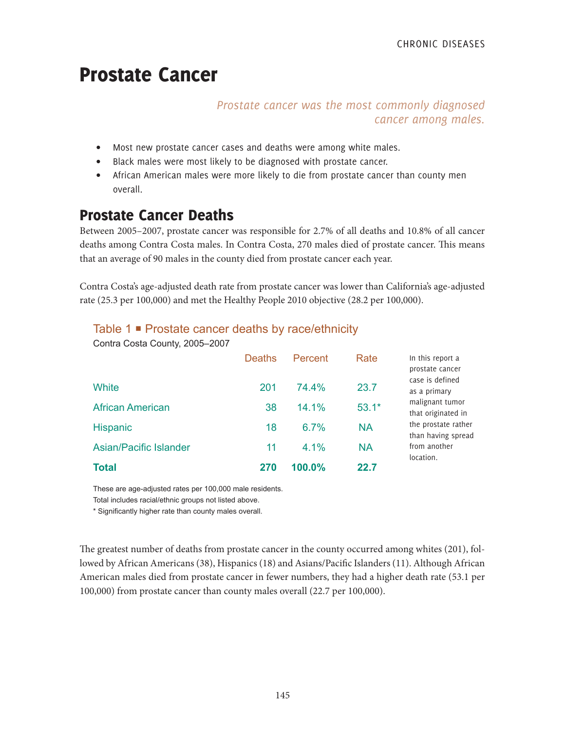# Prostate Cancer

*Prostate cancer was the most commonly diagnosed cancer among males.*

- Most new prostate cancer cases and deaths were among white males.
- Black males were most likely to be diagnosed with prostate cancer.
- African American males were more likely to die from prostate cancer than county men overall.

## Prostate Cancer Deaths

Between 2005–2007, prostate cancer was responsible for 2.7% of all deaths and 10.8% of all cancer deaths among Contra Costa males. In Contra Costa, 270 males died of prostate cancer. This means that an average of 90 males in the county died from prostate cancer each year.

Contra Costa's age-adjusted death rate from prostate cancer was lower than California's age-adjusted rate (25.3 per 100,000) and met the Healthy People 2010 objective (28.2 per 100,000).

### Table 1 ■ Prostate cancer deaths by race/ethnicity

Contra Costa County, 2005–2007

| | Deaths | Percent | Rate |
|---|---|---|---|
| White | 201 | 74.4% | 23.7 |
| African American | 38 | 14.1% | 53.1* |
| Hispanic | 18 | 6.7% | NA |
| Asian/Pacific Islander | 11 | 4.1% | NA |
| **Total** | **270** | **100.0%** | **22.7** |

These are age-adjusted rates per 100,000 male residents.
Total includes racial/ethnic groups not listed above.
* Significantly higher rate than county males overall.

In this report a prostate cancer case is defined as a primary malignant tumor that originated in the prostate rather than having spread from another location.

The greatest number of deaths from prostate cancer in the county occurred among whites (201), followed by African Americans (38), Hispanics (18) and Asians/Pacific Islanders (11). Although African American males died from prostate cancer in fewer numbers, they had a higher death rate (53.1 per 100,000) from prostate cancer than county males overall (22.7 per 100,000).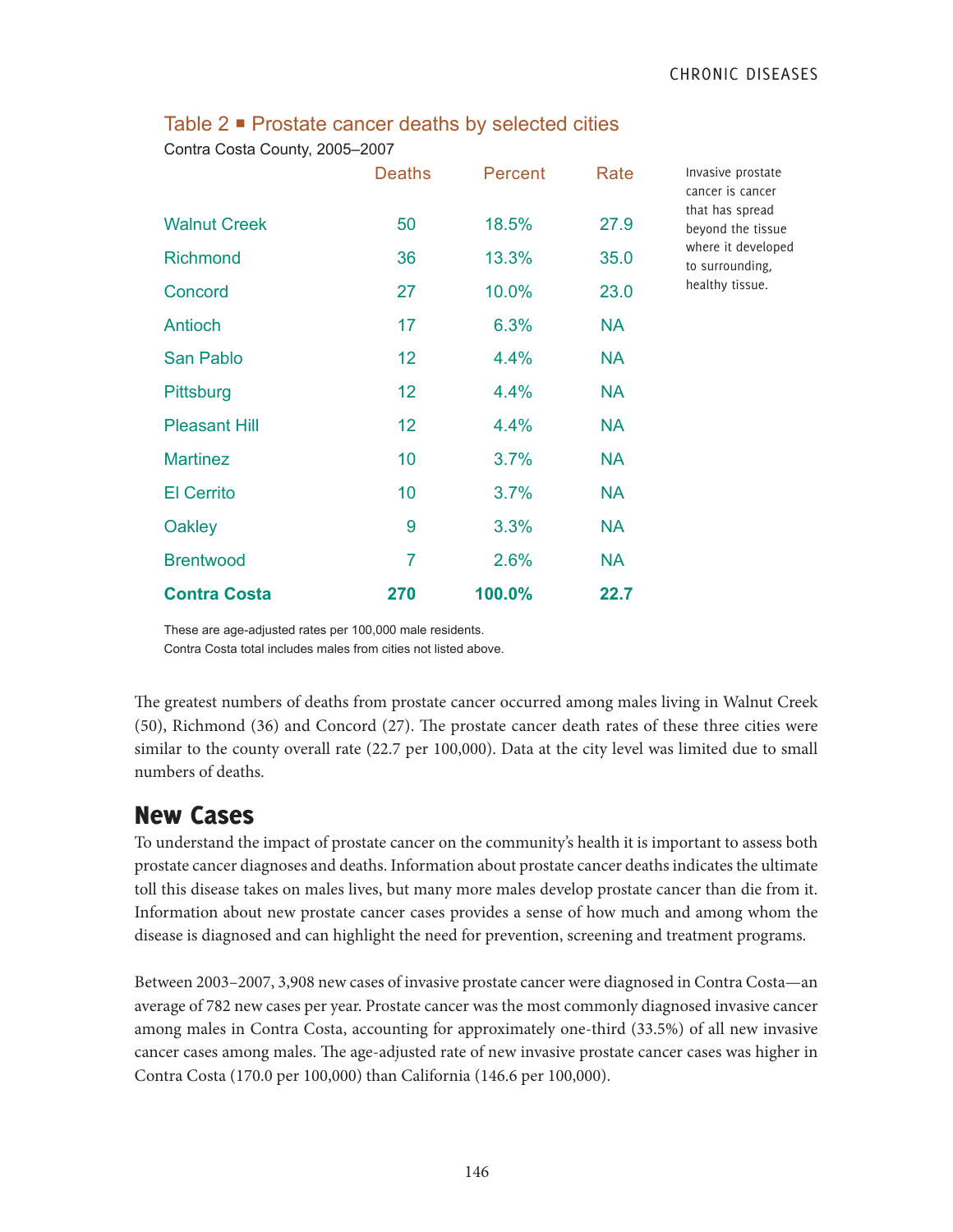### Table 2 ■ Prostate cancer deaths by selected cities

Contra Costa County, 2005–2007

| | Deaths | Percent | Rate |
|---|---|---|---|
| Walnut Creek | 50 | 18.5% | 27.9 |
| Richmond | 36 | 13.3% | 35.0 |
| Concord | 27 | 10.0% | 23.0 |
| Antioch | 17 | 6.3% | NA |
| San Pablo | 12 | 4.4% | NA |
| Pittsburg | 12 | 4.4% | NA |
| Pleasant Hill | 12 | 4.4% | NA |
| Martinez | 10 | 3.7% | NA |
| El Cerrito | 10 | 3.7% | NA |
| Oakley | 9 | 3.3% | NA |
| Brentwood | 7 | 2.6% | NA |
| **Contra Costa** | **270** | **100.0%** | **22.7** |

These are age-adjusted rates per 100,000 male residents.
Contra Costa total includes males from cities not listed above.

Invasive prostate cancer is cancer that has spread beyond the tissue where it developed to surrounding, healthy tissue.

The greatest numbers of deaths from prostate cancer occurred among males living in Walnut Creek (50), Richmond (36) and Concord (27). The prostate cancer death rates of these three cities were similar to the county overall rate (22.7 per 100,000). Data at the city level was limited due to small numbers of deaths.

## New Cases

To understand the impact of prostate cancer on the community's health it is important to assess both prostate cancer diagnoses and deaths. Information about prostate cancer deaths indicates the ultimate toll this disease takes on males lives, but many more males develop prostate cancer than die from it. Information about new prostate cancer cases provides a sense of how much and among whom the disease is diagnosed and can highlight the need for prevention, screening and treatment programs.

Between 2003–2007, 3,908 new cases of invasive prostate cancer were diagnosed in Contra Costa—an average of 782 new cases per year. Prostate cancer was the most commonly diagnosed invasive cancer among males in Contra Costa, accounting for approximately one-third (33.5%) of all new invasive cancer cases among males. The age-adjusted rate of new invasive prostate cancer cases was higher in Contra Costa (170.0 per 100,000) than California (146.6 per 100,000).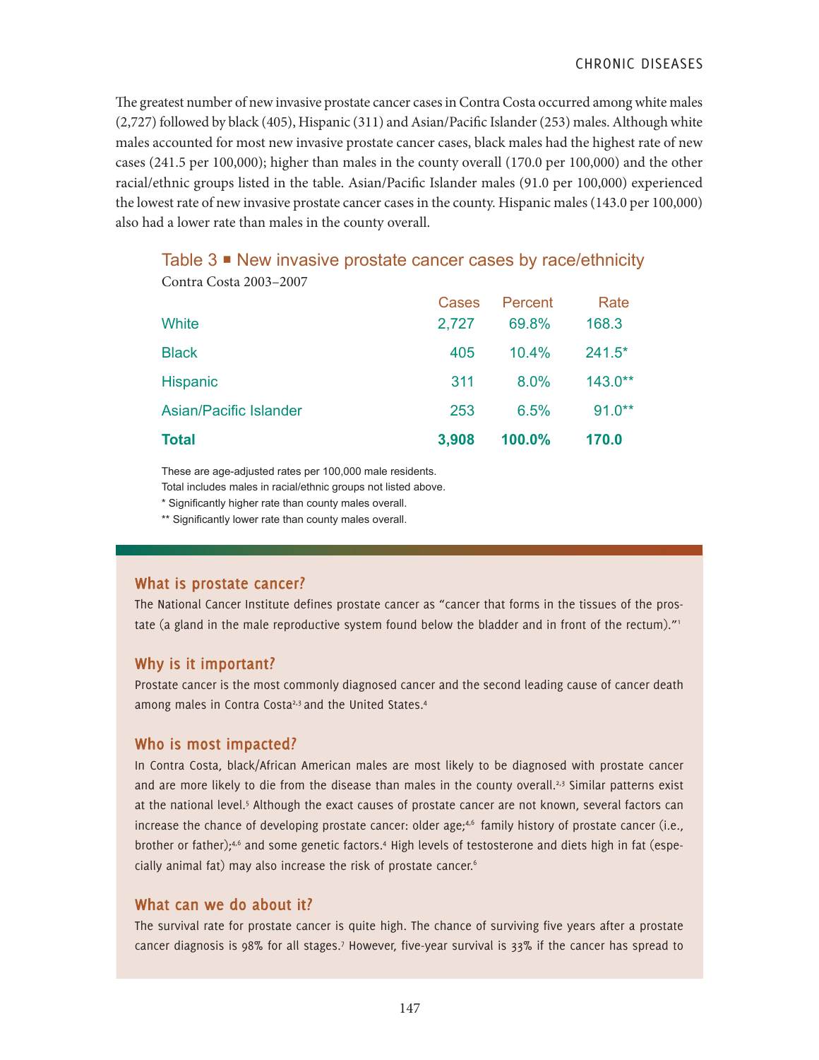The greatest number of new invasive prostate cancer cases in Contra Costa occurred among white males (2,727) followed by black (405), Hispanic (311) and Asian/Pacific Islander (253) males. Although white males accounted for most new invasive prostate cancer cases, black males had the highest rate of new cases (241.5 per 100,000); higher than males in the county overall (170.0 per 100,000) and the other racial/ethnic groups listed in the table. Asian/Pacific Islander males (91.0 per 100,000) experienced the lowest rate of new invasive prostate cancer cases in the county. Hispanic males (143.0 per 100,000) also had a lower rate than males in the county overall.

### Table 3 ■ New invasive prostate cancer cases by race/ethnicity

Contra Costa 2003–2007

| | Cases | Percent | Rate |
|---|---|---|---|
| White | 2,727 | 69.8% | 168.3 |
| Black | 405 | 10.4% | 241.5* |
| Hispanic | 311 | 8.0% | 143.0** |
| Asian/Pacific Islander | 253 | 6.5% | 91.0** |
| **Total** | **3,908** | **100.0%** | **170.0** |

These are age-adjusted rates per 100,000 male residents.
Total includes males in racial/ethnic groups not listed above.
* Significantly higher rate than county males overall.
** Significantly lower rate than county males overall.

### What is prostate cancer?

The National Cancer Institute defines prostate cancer as "cancer that forms in the tissues of the prostate (a gland in the male reproductive system found below the bladder and in front of the rectum)."[1]

### Why is it important?

Prostate cancer is the most commonly diagnosed cancer and the second leading cause of cancer death among males in Contra Costa[2,3] and the United States.[4]

### Who is most impacted?

In Contra Costa, black/African American males are most likely to be diagnosed with prostate cancer and are more likely to die from the disease than males in the county overall.[2,3] Similar patterns exist at the national level.[5] Although the exact causes of prostate cancer are not known, several factors can increase the chance of developing prostate cancer: older age;[4,6] family history of prostate cancer (i.e., brother or father);[4,6] and some genetic factors.[4] High levels of testosterone and diets high in fat (especially animal fat) may also increase the risk of prostate cancer.[6]

### What can we do about it?

The survival rate for prostate cancer is quite high. The chance of surviving five years after a prostate cancer diagnosis is 98% for all stages.[7] However, five-year survival is 33% if the cancer has spread to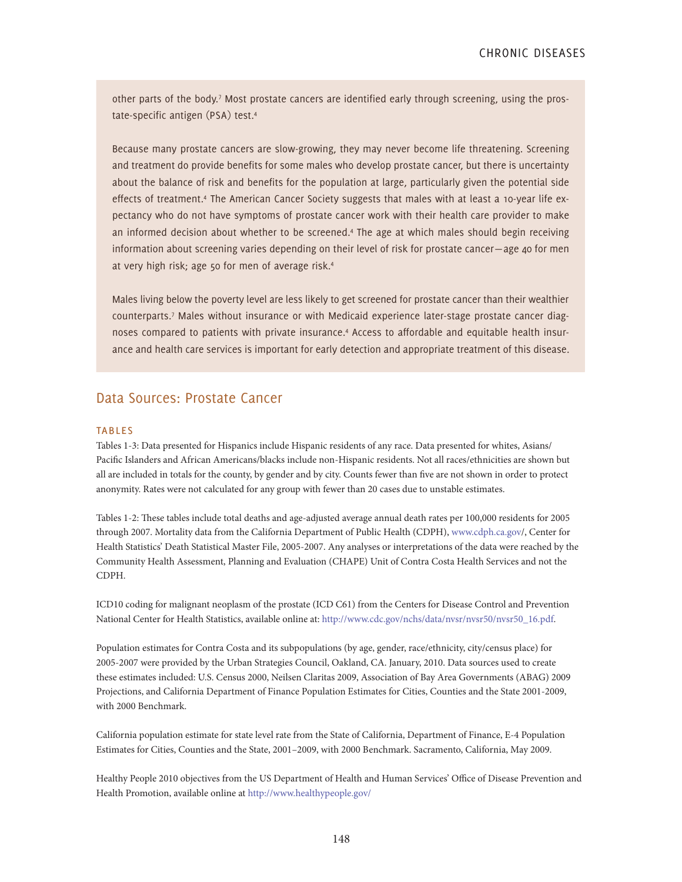other parts of the body.[7] Most prostate cancers are identified early through screening, using the prostate-specific antigen (PSA) test.[4]

Because many prostate cancers are slow-growing, they may never become life threatening. Screening and treatment do provide benefits for some males who develop prostate cancer, but there is uncertainty about the balance of risk and benefits for the population at large, particularly given the potential side effects of treatment.[4] The American Cancer Society suggests that males with at least a 10-year life expectancy who do not have symptoms of prostate cancer work with their health care provider to make an informed decision about whether to be screened.[4] The age at which males should begin receiving information about screening varies depending on their level of risk for prostate cancer—age 40 for men at very high risk; age 50 for men of average risk.[4]

Males living below the poverty level are less likely to get screened for prostate cancer than their wealthier counterparts.[7] Males without insurance or with Medicaid experience later-stage prostate cancer diagnoses compared to patients with private insurance.[4] Access to affordable and equitable health insurance and health care services is important for early detection and appropriate treatment of this disease.

## Data Sources: Prostate Cancer

### TABLES

Tables 1-3: Data presented for Hispanics include Hispanic residents of any race. Data presented for whites, Asians/Pacific Islanders and African Americans/blacks include non-Hispanic residents. Not all races/ethnicities are shown but all are included in totals for the county, by gender and by city. Counts fewer than five are not shown in order to protect anonymity. Rates were not calculated for any group with fewer than 20 cases due to unstable estimates.

Tables 1-2: These tables include total deaths and age-adjusted average annual death rates per 100,000 residents for 2005 through 2007. Mortality data from the California Department of Public Health (CDPH), www.cdph.ca.gov/, Center for Health Statistics' Death Statistical Master File, 2005-2007. Any analyses or interpretations of the data were reached by the Community Health Assessment, Planning and Evaluation (CHAPE) Unit of Contra Costa Health Services and not the CDPH.

ICD10 coding for malignant neoplasm of the prostate (ICD C61) from the Centers for Disease Control and Prevention National Center for Health Statistics, available online at: http://www.cdc.gov/nchs/data/nvsr/nvsr50/nvsr50_16.pdf.

Population estimates for Contra Costa and its subpopulations (by age, gender, race/ethnicity, city/census place) for 2005-2007 were provided by the Urban Strategies Council, Oakland, CA. January, 2010. Data sources used to create these estimates included: U.S. Census 2000, Neilsen Claritas 2009, Association of Bay Area Governments (ABAG) 2009 Projections, and California Department of Finance Population Estimates for Cities, Counties and the State 2001-2009, with 2000 Benchmark.

California population estimate for state level rate from the State of California, Department of Finance, E-4 Population Estimates for Cities, Counties and the State, 2001–2009, with 2000 Benchmark. Sacramento, California, May 2009.

Healthy People 2010 objectives from the US Department of Health and Human Services' Office of Disease Prevention and Health Promotion, available online at http://www.healthypeople.gov/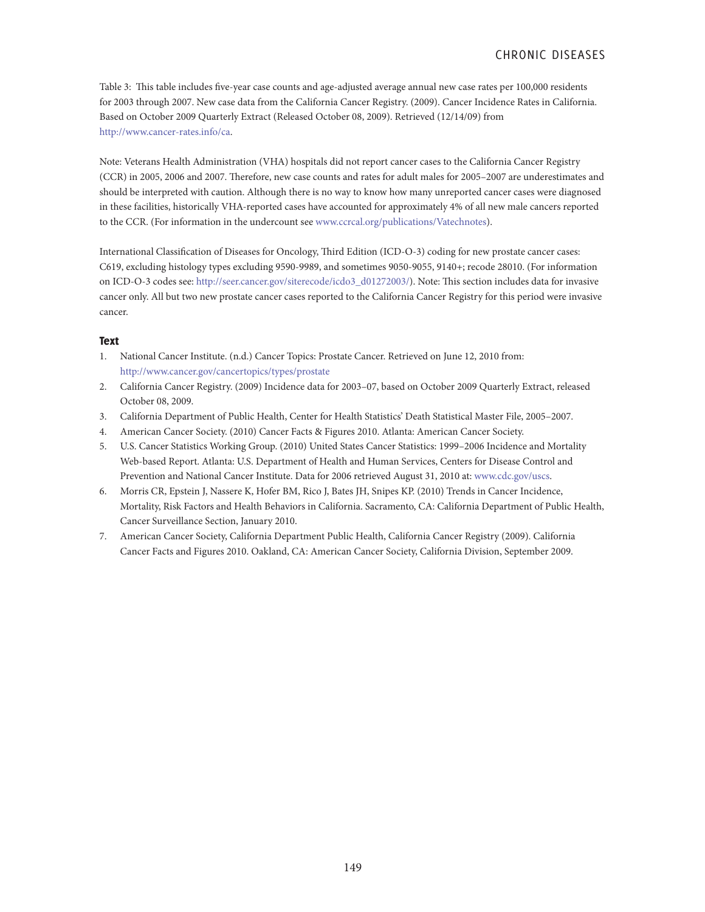Table 3: This table includes five-year case counts and age-adjusted average annual new case rates per 100,000 residents for 2003 through 2007. New case data from the California Cancer Registry. (2009). Cancer Incidence Rates in California. Based on October 2009 Quarterly Extract (Released October 08, 2009). Retrieved (12/14/09) from http://www.cancer-rates.info/ca.

Note: Veterans Health Administration (VHA) hospitals did not report cancer cases to the California Cancer Registry (CCR) in 2005, 2006 and 2007. Therefore, new case counts and rates for adult males for 2005–2007 are underestimates and should be interpreted with caution. Although there is no way to know how many unreported cancer cases were diagnosed in these facilities, historically VHA-reported cases have accounted for approximately 4% of all new male cancers reported to the CCR. (For information in the undercount see www.ccrcal.org/publications/Vatechnotes).

International Classification of Diseases for Oncology, Third Edition (ICD-O-3) coding for new prostate cancer cases: C619, excluding histology types excluding 9590-9989, and sometimes 9050-9055, 9140+; recode 28010. (For information on ICD-O-3 codes see: http://seer.cancer.gov/siterecode/icdo3_d01272003/). Note: This section includes data for invasive cancer only. All but two new prostate cancer cases reported to the California Cancer Registry for this period were invasive cancer.

### Text

1. National Cancer Institute. (n.d.) Cancer Topics: Prostate Cancer. Retrieved on June 12, 2010 from: http://www.cancer.gov/cancertopics/types/prostate
2. California Cancer Registry. (2009) Incidence data for 2003–07, based on October 2009 Quarterly Extract, released October 08, 2009.
3. California Department of Public Health, Center for Health Statistics' Death Statistical Master File, 2005–2007.
4. American Cancer Society. (2010) Cancer Facts & Figures 2010. Atlanta: American Cancer Society.
5. U.S. Cancer Statistics Working Group. (2010) United States Cancer Statistics: 1999–2006 Incidence and Mortality Web-based Report. Atlanta: U.S. Department of Health and Human Services, Centers for Disease Control and Prevention and National Cancer Institute. Data for 2006 retrieved August 31, 2010 at: www.cdc.gov/uscs.
6. Morris CR, Epstein J, Nassere K, Hofer BM, Rico J, Bates JH, Snipes KP. (2010) Trends in Cancer Incidence, Mortality, Risk Factors and Health Behaviors in California. Sacramento, CA: California Department of Public Health, Cancer Surveillance Section, January 2010.
7. American Cancer Society, California Department Public Health, California Cancer Registry (2009). California Cancer Facts and Figures 2010. Oakland, CA: American Cancer Society, California Division, September 2009.